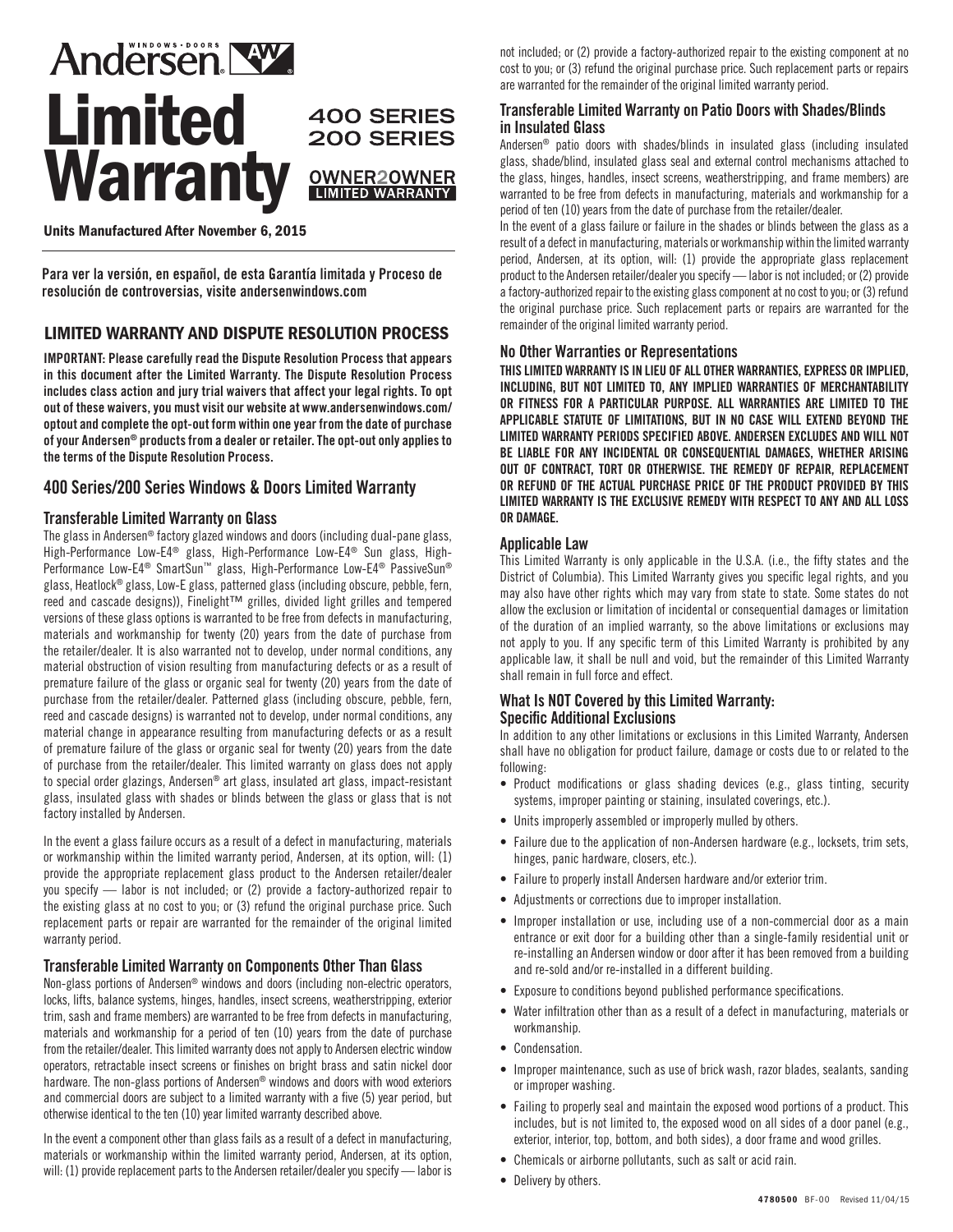# Andersen® Limited Warranty

**400 SERIES**
**200 SERIES**

**OWNER2OWNER LIMITED WARRANTY**

**Units Manufactured After November 6, 2015**

**Para ver la versión, en español, de esta Garantía limitada y Proceso de resolución de controversias, visite andersenwindows.com**

## LIMITED WARRANTY AND DISPUTE RESOLUTION PROCESS

**IMPORTANT: Please carefully read the Dispute Resolution Process that appears in this document after the Limited Warranty. The Dispute Resolution Process includes class action and jury trial waivers that affect your legal rights. To opt out of these waivers, you must visit our website at www.andersenwindows.com/optout and complete the opt-out form within one year from the date of purchase of your Andersen® products from a dealer or retailer. The opt-out only applies to the terms of the Dispute Resolution Process.**

## 400 Series/200 Series Windows & Doors Limited Warranty

### Transferable Limited Warranty on Glass

The glass in Andersen® factory glazed windows and doors (including dual-pane glass, High-Performance Low-E4® glass, High-Performance Low-E4® Sun glass, High-Performance Low-E4® SmartSun™ glass, High-Performance Low-E4® PassiveSun® glass, Heatlock® glass, Low-E glass, patterned glass (including obscure, pebble, fern, reed and cascade designs)), Finelight™ grilles, divided light grilles and tempered versions of these glass options is warranted to be free from defects in manufacturing, materials and workmanship for twenty (20) years from the date of purchase from the retailer/dealer. It is also warranted not to develop, under normal conditions, any material obstruction of vision resulting from manufacturing defects or as a result of premature failure of the glass or organic seal for twenty (20) years from the date of purchase from the retailer/dealer. Patterned glass (including obscure, pebble, fern, reed and cascade designs) is warranted not to develop, under normal conditions, any material change in appearance resulting from manufacturing defects or as a result of premature failure of the glass or organic seal for twenty (20) years from the date of purchase from the retailer/dealer. This limited warranty on glass does not apply to special order glazings, Andersen® art glass, insulated art glass, impact-resistant glass, insulated glass with shades or blinds between the glass or glass that is not factory installed by Andersen.

In the event a glass failure occurs as a result of a defect in manufacturing, materials or workmanship within the limited warranty period, Andersen, at its option, will: (1) provide the appropriate replacement glass product to the Andersen retailer/dealer you specify — labor is not included; or (2) provide a factory-authorized repair to the existing glass at no cost to you; or (3) refund the original purchase price. Such replacement parts or repair are warranted for the remainder of the original limited warranty period.

### Transferable Limited Warranty on Components Other Than Glass

Non-glass portions of Andersen® windows and doors (including non-electric operators, locks, lifts, balance systems, hinges, handles, insect screens, weatherstripping, exterior trim, sash and frame members) are warranted to be free from defects in manufacturing, materials and workmanship for a period of ten (10) years from the date of purchase from the retailer/dealer. This limited warranty does not apply to Andersen electric window operators, retractable insect screens or finishes on bright brass and satin nickel door hardware. The non-glass portions of Andersen® windows and doors with wood exteriors and commercial doors are subject to a limited warranty with a five (5) year period, but otherwise identical to the ten (10) year limited warranty described above.

In the event a component other than glass fails as a result of a defect in manufacturing, materials or workmanship within the limited warranty period, Andersen, at its option, will: (1) provide replacement parts to the Andersen retailer/dealer you specify — labor is not included; or (2) provide a factory-authorized repair to the existing component at no cost to you; or (3) refund the original purchase price. Such replacement parts or repairs are warranted for the remainder of the original limited warranty period.

### Transferable Limited Warranty on Patio Doors with Shades/Blinds in Insulated Glass

Andersen® patio doors with shades/blinds in insulated glass (including insulated glass, shade/blind, insulated glass seal and external control mechanisms attached to the glass, hinges, handles, insect screens, weatherstripping, and frame members) are warranted to be free from defects in manufacturing, materials and workmanship for a period of ten (10) years from the date of purchase from the retailer/dealer.

In the event of a glass failure or failure in the shades or blinds between the glass as a result of a defect in manufacturing, materials or workmanship within the limited warranty period, Andersen, at its option, will: (1) provide the appropriate glass replacement product to the Andersen retailer/dealer you specify — labor is not included; or (2) provide a factory-authorized repair to the existing glass component at no cost to you; or (3) refund the original purchase price. Such replacement parts or repairs are warranted for the remainder of the original limited warranty period.

### No Other Warranties or Representations

**THIS LIMITED WARRANTY IS IN LIEU OF ALL OTHER WARRANTIES, EXPRESS OR IMPLIED, INCLUDING, BUT NOT LIMITED TO, ANY IMPLIED WARRANTIES OF MERCHANTABILITY OR FITNESS FOR A PARTICULAR PURPOSE. ALL WARRANTIES ARE LIMITED TO THE APPLICABLE STATUTE OF LIMITATIONS, BUT IN NO CASE WILL EXTEND BEYOND THE LIMITED WARRANTY PERIODS SPECIFIED ABOVE. ANDERSEN EXCLUDES AND WILL NOT BE LIABLE FOR ANY INCIDENTAL OR CONSEQUENTIAL DAMAGES, WHETHER ARISING OUT OF CONTRACT, TORT OR OTHERWISE. THE REMEDY OF REPAIR, REPLACEMENT OR REFUND OF THE ACTUAL PURCHASE PRICE OF THE PRODUCT PROVIDED BY THIS LIMITED WARRANTY IS THE EXCLUSIVE REMEDY WITH RESPECT TO ANY AND ALL LOSS OR DAMAGE.**

### Applicable Law

This Limited Warranty is only applicable in the U.S.A. (i.e., the fifty states and the District of Columbia). This Limited Warranty gives you specific legal rights, and you may also have other rights which may vary from state to state. Some states do not allow the exclusion or limitation of incidental or consequential damages or limitation of the duration of an implied warranty, so the above limitations or exclusions may not apply to you. If any specific term of this Limited Warranty is prohibited by any applicable law, it shall be null and void, but the remainder of this Limited Warranty shall remain in full force and effect.

### What Is NOT Covered by this Limited Warranty: Specific Additional Exclusions

In addition to any other limitations or exclusions in this Limited Warranty, Andersen shall have no obligation for product failure, damage or costs due to or related to the following:

- Product modifications or glass shading devices (e.g., glass tinting, security systems, improper painting or staining, insulated coverings, etc.).
- Units improperly assembled or improperly mulled by others.
- Failure due to the application of non-Andersen hardware (e.g., locksets, trim sets, hinges, panic hardware, closers, etc.).
- Failure to properly install Andersen hardware and/or exterior trim.
- Adjustments or corrections due to improper installation.
- Improper installation or use, including use of a non-commercial door as a main entrance or exit door for a building other than a single-family residential unit or re-installing an Andersen window or door after it has been removed from a building and re-sold and/or re-installed in a different building.
- Exposure to conditions beyond published performance specifications.
- Water infiltration other than as a result of a defect in manufacturing, materials or workmanship.
- Condensation.
- Improper maintenance, such as use of brick wash, razor blades, sealants, sanding or improper washing.
- Failing to properly seal and maintain the exposed wood portions of a product. This includes, but is not limited to, the exposed wood on all sides of a door panel (e.g., exterior, interior, top, bottom, and both sides), a door frame and wood grilles.
- Chemicals or airborne pollutants, such as salt or acid rain.
- Delivery by others.

4780500 BF-00 Revised 11/04/15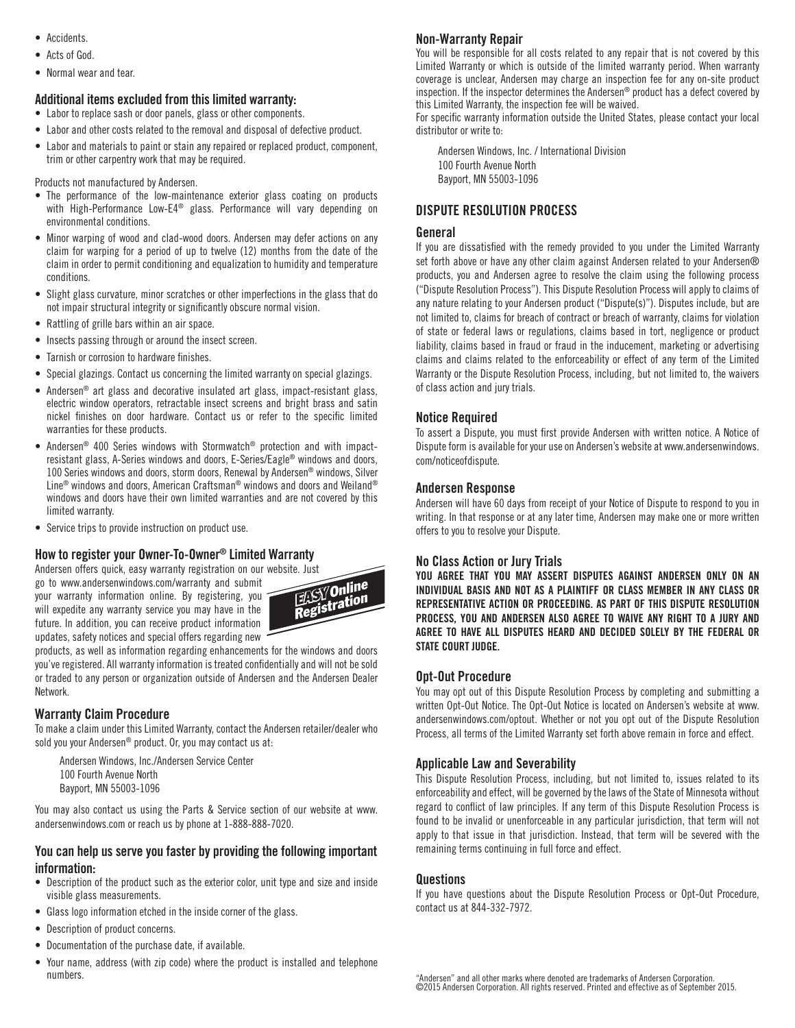- Accidents.
- Acts of God.
- Normal wear and tear.

### Additional items excluded from this limited warranty:

- Labor to replace sash or door panels, glass or other components.
- Labor and other costs related to the removal and disposal of defective product.
- Labor and materials to paint or stain any repaired or replaced product, component, trim or other carpentry work that may be required.

Products not manufactured by Andersen.

- The performance of the low-maintenance exterior glass coating on products with High-Performance Low-E4® glass. Performance will vary depending on environmental conditions.
- Minor warping of wood and clad-wood doors. Andersen may defer actions on any claim for warping for a period of up to twelve (12) months from the date of the claim in order to permit conditioning and equalization to humidity and temperature conditions.
- Slight glass curvature, minor scratches or other imperfections in the glass that do not impair structural integrity or significantly obscure normal vision.
- Rattling of grille bars within an air space.
- Insects passing through or around the insect screen.
- Tarnish or corrosion to hardware finishes.
- Special glazings. Contact us concerning the limited warranty on special glazings.
- Andersen® art glass and decorative insulated art glass, impact-resistant glass, electric window operators, retractable insect screens and bright brass and satin nickel finishes on door hardware. Contact us or refer to the specific limited warranties for these products.
- Andersen® 400 Series windows with Stormwatch® protection and with impact-resistant glass, A-Series windows and doors, E-Series/Eagle® windows and doors, 100 Series windows and doors, storm doors, Renewal by Andersen® windows, Silver Line® windows and doors, American Craftsman® windows and doors and Weiland® windows and doors have their own limited warranties and are not covered by this limited warranty.
- Service trips to provide instruction on product use.

### How to register your Owner-To-Owner® Limited Warranty

Andersen offers quick, easy warranty registration on our website. Just go to www.andersenwindows.com/warranty and submit your warranty information online. By registering, you will expedite any warranty service you may have in the future. In addition, you can receive product information updates, safety notices and special offers regarding new products, as well as information regarding enhancements for the windows and doors you've registered. All warranty information is treated confidentially and will not be sold or traded to any person or organization outside of Andersen and the Andersen Dealer Network.

EASY Online Registration

### Warranty Claim Procedure

To make a claim under this Limited Warranty, contact the Andersen retailer/dealer who sold you your Andersen® product. Or, you may contact us at:

Andersen Windows, Inc./Andersen Service Center
100 Fourth Avenue North
Bayport, MN 55003-1096

You may also contact us using the Parts & Service section of our website at www.andersenwindows.com or reach us by phone at 1-888-888-7020.

### You can help us serve you faster by providing the following important information:

- Description of the product such as the exterior color, unit type and size and inside visible glass measurements.
- Glass logo information etched in the inside corner of the glass.
- Description of product concerns.
- Documentation of the purchase date, if available.
- Your name, address (with zip code) where the product is installed and telephone numbers.

### Non-Warranty Repair

You will be responsible for all costs related to any repair that is not covered by this Limited Warranty or which is outside of the limited warranty period. When warranty coverage is unclear, Andersen may charge an inspection fee for any on-site product inspection. If the inspector determines the Andersen® product has a defect covered by this Limited Warranty, the inspection fee will be waived.

For specific warranty information outside the United States, please contact your local distributor or write to:

Andersen Windows, Inc. / International Division
100 Fourth Avenue North
Bayport, MN 55003-1096

## DISPUTE RESOLUTION PROCESS

### General

If you are dissatisfied with the remedy provided to you under the Limited Warranty set forth above or have any other claim against Andersen related to your Andersen® products, you and Andersen agree to resolve the claim using the following process ("Dispute Resolution Process"). This Dispute Resolution Process will apply to claims of any nature relating to your Andersen product ("Dispute(s)"). Disputes include, but are not limited to, claims for breach of contract or breach of warranty, claims for violation of state or federal laws or regulations, claims based in tort, negligence or product liability, claims based in fraud or fraud in the inducement, marketing or advertising claims and claims related to the enforceability or effect of any term of the Limited Warranty or the Dispute Resolution Process, including, but not limited to, the waivers of class action and jury trials.

### Notice Required

To assert a Dispute, you must first provide Andersen with written notice. A Notice of Dispute form is available for your use on Andersen's website at www.andersenwindows.com/noticeofdispute.

### Andersen Response

Andersen will have 60 days from receipt of your Notice of Dispute to respond to you in writing. In that response or at any later time, Andersen may make one or more written offers to you to resolve your Dispute.

### No Class Action or Jury Trials

**YOU AGREE THAT YOU MAY ASSERT DISPUTES AGAINST ANDERSEN ONLY ON AN INDIVIDUAL BASIS AND NOT AS A PLAINTIFF OR CLASS MEMBER IN ANY CLASS OR REPRESENTATIVE ACTION OR PROCEEDING. AS PART OF THIS DISPUTE RESOLUTION PROCESS, YOU AND ANDERSEN ALSO AGREE TO WAIVE ANY RIGHT TO A JURY AND AGREE TO HAVE ALL DISPUTES HEARD AND DECIDED SOLELY BY THE FEDERAL OR STATE COURT JUDGE.**

### Opt-Out Procedure

You may opt out of this Dispute Resolution Process by completing and submitting a written Opt-Out Notice. The Opt-Out Notice is located on Andersen's website at www.andersenwindows.com/optout. Whether or not you opt out of the Dispute Resolution Process, all terms of the Limited Warranty set forth above remain in force and effect.

### Applicable Law and Severability

This Dispute Resolution Process, including, but not limited to, issues related to its enforceability and effect, will be governed by the laws of the State of Minnesota without regard to conflict of law principles. If any term of this Dispute Resolution Process is found to be invalid or unenforceable in any particular jurisdiction, that term will not apply to that issue in that jurisdiction. Instead, that term will be severed with the remaining terms continuing in full force and effect.

### Questions

If you have questions about the Dispute Resolution Process or Opt-Out Procedure, contact us at 844-332-7972.

"Andersen" and all other marks where denoted are trademarks of Andersen Corporation.
©2015 Andersen Corporation. All rights reserved. Printed and effective as of September 2015.